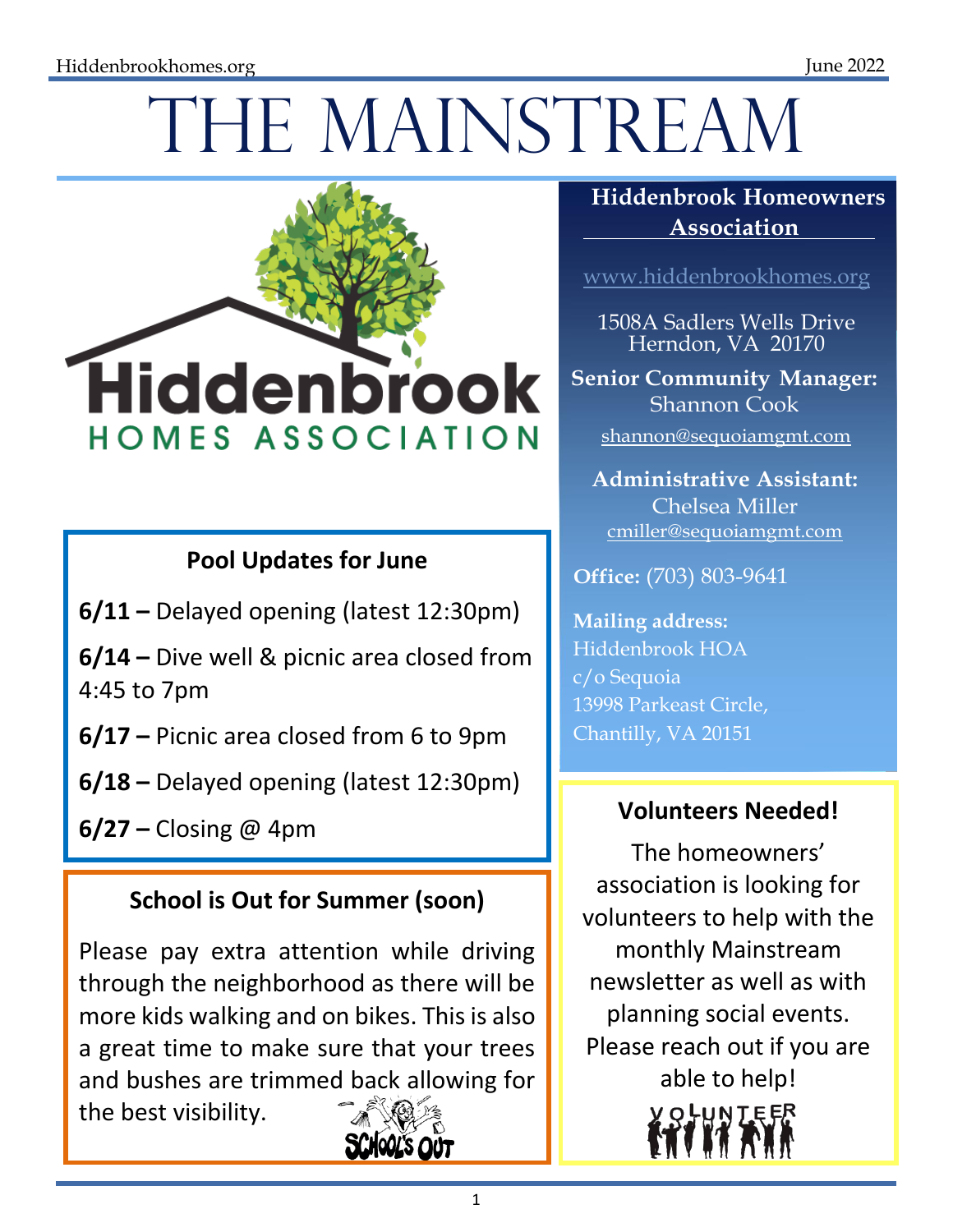# The Mainstream

Hiddenbrook HOMES ASSOCIATION

## Pool Updates for June

**6/11 –** Delayed opening (latest 12:30pm)

**6/14 –** Dive well & picnic area closed from 4:45 to 7pm

**6/17 –** Picnic area closed from 6 to 9pm

**6/18 –** Delayed opening (latest 12:30pm)

**6/27 –** Closing @ 4pm

## School is Out for Summer (soon)

Please pay extra attention while driving through the neighborhood as there will be more kids walking and on bikes. This is also a great time to make sure that your trees and bushes are trimmed back allowing for the best visibility.

## Hiddenbrook Homeowners Association

www.hiddenbrookhomes.org

1508A Sadlers Wells Drive
Herndon, VA 20170

**Senior Community Manager:**
Shannon Cook
shannon@sequoiamgmt.com

**Administrative Assistant:**
Chelsea Miller
cmiller@sequoiamgmt.com

**Office:** (703) 803-9641

**Mailing address:**
Hiddenbrook HOA
c/o Sequoia
13998 Parkeast Circle,
Chantilly, VA 20151

## Volunteers Needed!

The homeowners' association is looking for volunteers to help with the monthly Mainstream newsletter as well as with planning social events. Please reach out if you are able to help!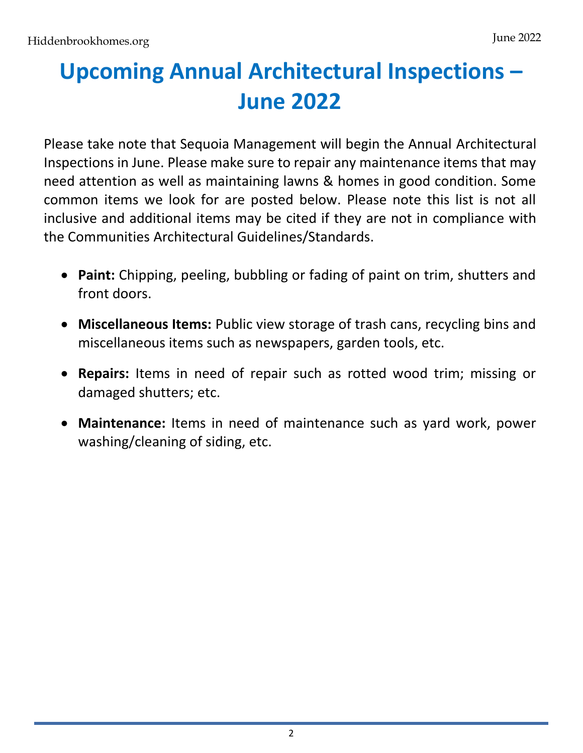# Upcoming Annual Architectural Inspections – June 2022

Please take note that Sequoia Management will begin the Annual Architectural Inspections in June. Please make sure to repair any maintenance items that may need attention as well as maintaining lawns & homes in good condition. Some common items we look for are posted below. Please note this list is not all inclusive and additional items may be cited if they are not in compliance with the Communities Architectural Guidelines/Standards.

- **Paint:** Chipping, peeling, bubbling or fading of paint on trim, shutters and front doors.
- **Miscellaneous Items:** Public view storage of trash cans, recycling bins and miscellaneous items such as newspapers, garden tools, etc.
- **Repairs:** Items in need of repair such as rotted wood trim; missing or damaged shutters; etc.
- **Maintenance:** Items in need of maintenance such as yard work, power washing/cleaning of siding, etc.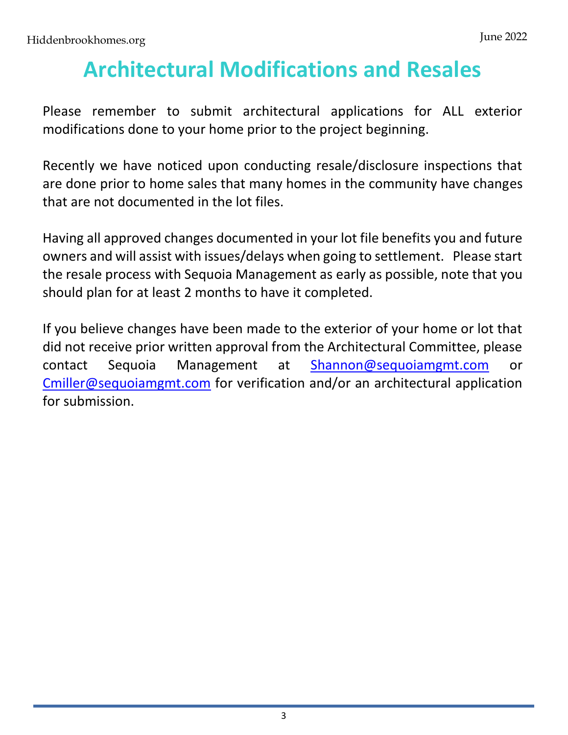# Architectural Modifications and Resales

Please remember to submit architectural applications for ALL exterior modifications done to your home prior to the project beginning.

Recently we have noticed upon conducting resale/disclosure inspections that are done prior to home sales that many homes in the community have changes that are not documented in the lot files.

Having all approved changes documented in your lot file benefits you and future owners and will assist with issues/delays when going to settlement. Please start the resale process with Sequoia Management as early as possible, note that you should plan for at least 2 months to have it completed.

If you believe changes have been made to the exterior of your home or lot that did not receive prior written approval from the Architectural Committee, please contact Sequoia Management at Shannon@sequoiamgmt.com or Cmiller@sequoiamgmt.com for verification and/or an architectural application for submission.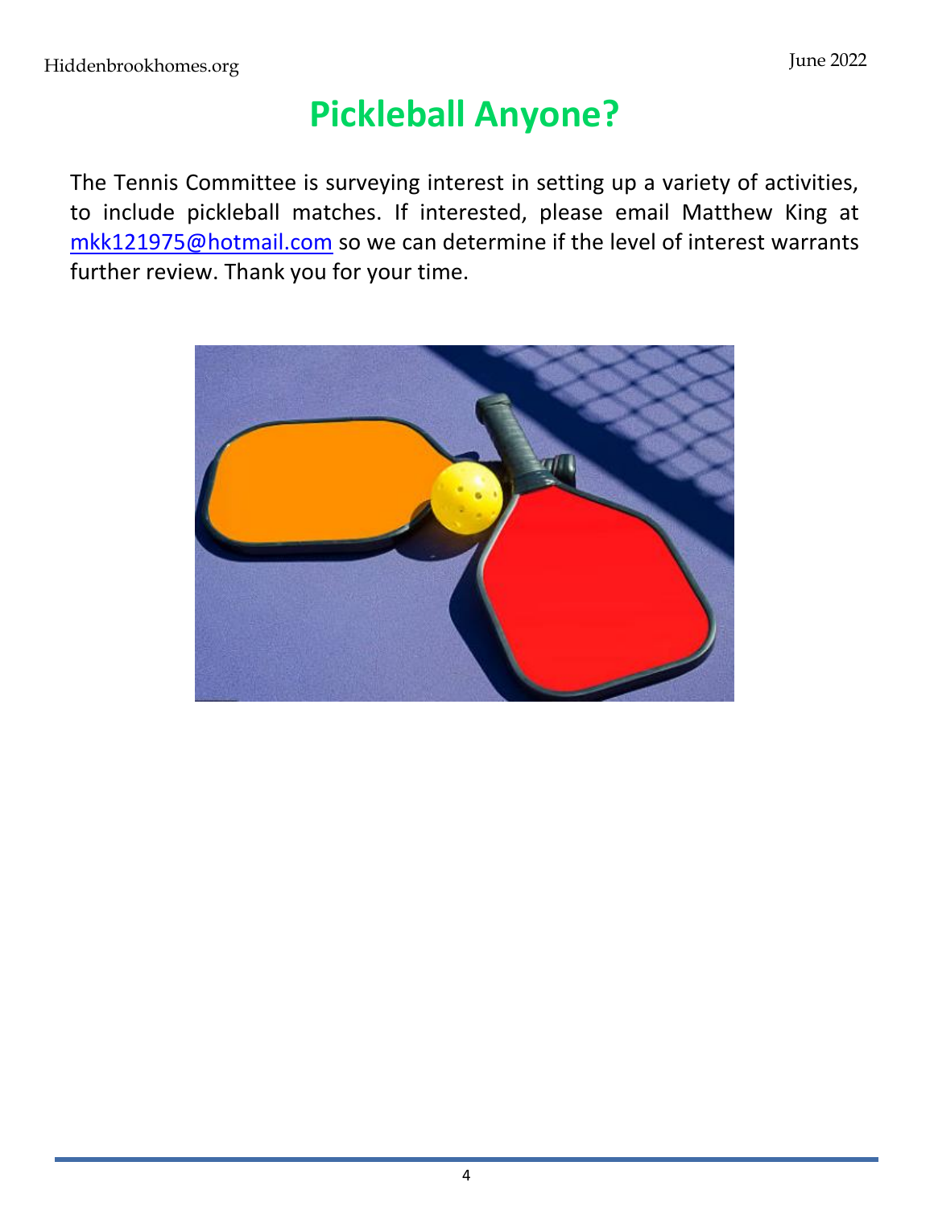# Pickleball Anyone?

The Tennis Committee is surveying interest in setting up a variety of activities, to include pickleball matches. If interested, please email Matthew King at [mkk121975@hotmail.com](mailto:mkk121975@hotmail.com) so we can determine if the level of interest warrants further review. Thank you for your time.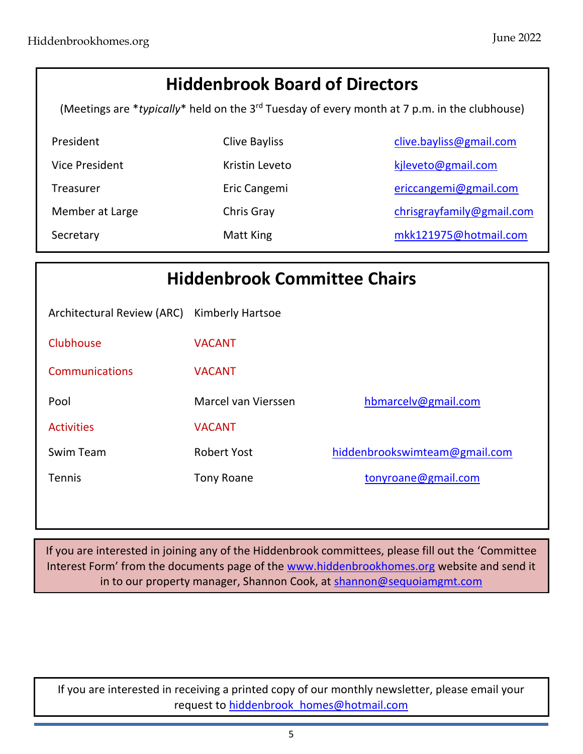## Hiddenbrook Board of Directors

(Meetings are *typically* held on the 3rd Tuesday of every month at 7 p.m. in the clubhouse)

| | | |
|---|---|---|
| President | Clive Bayliss | clive.bayliss@gmail.com |
| Vice President | Kristin Leveto | kjleveto@gmail.com |
| Treasurer | Eric Cangemi | ericcangemi@gmail.com |
| Member at Large | Chris Gray | chrisgrayfamily@gmail.com |
| Secretary | Matt King | mkk121975@hotmail.com |

## Hiddenbrook Committee Chairs

| | | |
|---|---|---|
| Architectural Review (ARC) | Kimberly Hartsoe | |
| Clubhouse | VACANT | |
| Communications | VACANT | |
| Pool | Marcel van Vierssen | hbmarcelv@gmail.com |
| Activities | VACANT | |
| Swim Team | Robert Yost | hiddenbrookswimteam@gmail.com |
| Tennis | Tony Roane | tonyroane@gmail.com |

If you are interested in joining any of the Hiddenbrook committees, please fill out the 'Committee Interest Form' from the documents page of the www.hiddenbrookhomes.org website and send it in to our property manager, Shannon Cook, at shannon@sequoiamgmt.com

If you are interested in receiving a printed copy of our monthly newsletter, please email your request to hiddenbrook_homes@hotmail.com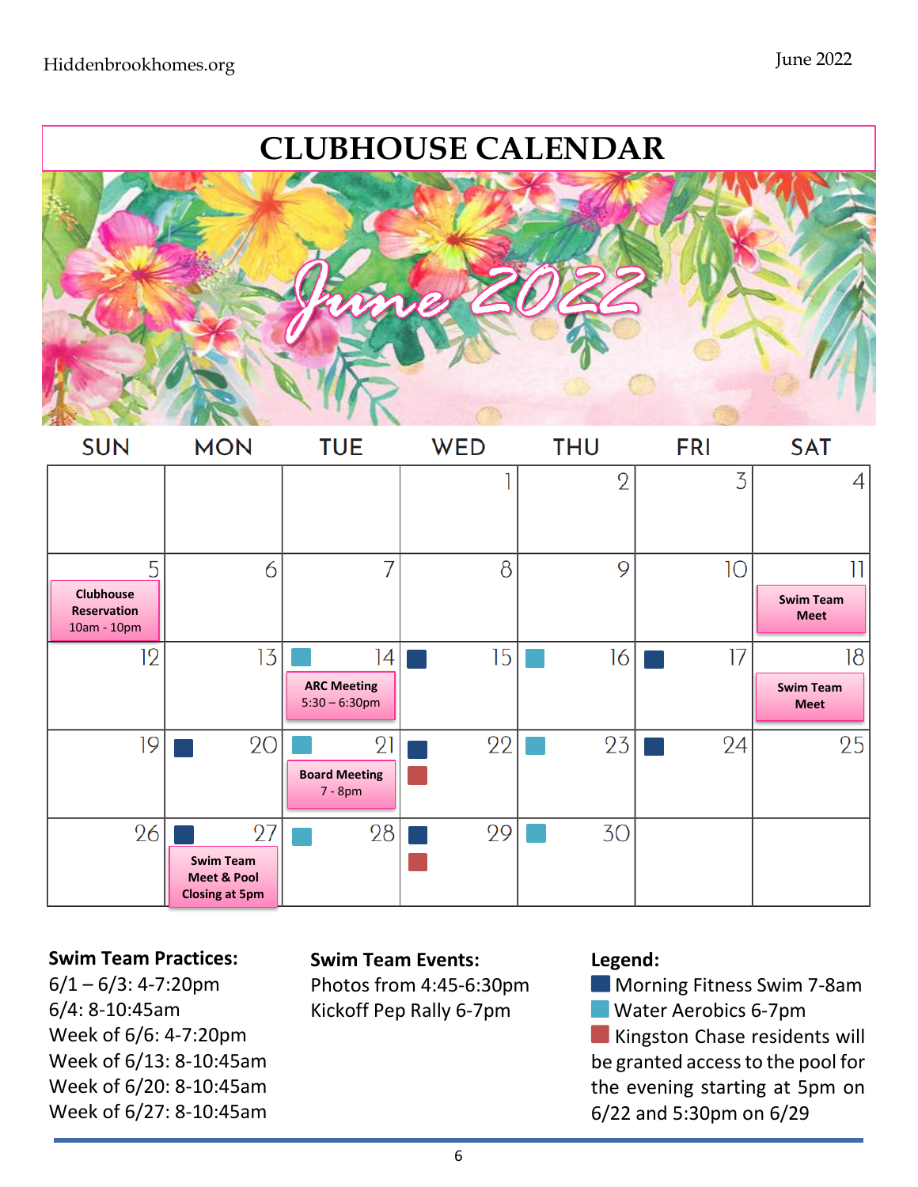# CLUBHOUSE CALENDAR

## June 2022

| SUN | MON | TUE | WED | THU | FRI | SAT |
|---|---|---|---|---|---|---|
| | | | 1 | 2 | 3 | 4 |
| 5 Clubhouse Reservation 10am - 10pm | 6 | 7 | 8 | 9 | 10 | 11 Swim Team Meet |
| 12 | 13 | 14 Water Aerobics; ARC Meeting 5:30 – 6:30pm | 15 Morning Fitness Swim | 16 Water Aerobics | 17 Morning Fitness Swim | 18 Swim Team Meet |
| 19 | 20 Morning Fitness Swim | 21 Water Aerobics; Board Meeting 7 - 8pm | 22 Morning Fitness Swim; Kingston Chase | 23 Water Aerobics | 24 Morning Fitness Swim | 25 |
| 26 | 27 Morning Fitness Swim; Swim Team Meet & Pool Closing at 5pm | 28 Water Aerobics | 29 Morning Fitness Swim; Kingston Chase | 30 Water Aerobics | | |

**Swim Team Practices:**
6/1 – 6/3: 4-7:20pm
6/4: 8-10:45am
Week of 6/6: 4-7:20pm
Week of 6/13: 8-10:45am
Week of 6/20: 8-10:45am
Week of 6/27: 8-10:45am

**Swim Team Events:**
Photos from 4:45-6:30pm
Kickoff Pep Rally 6-7pm

**Legend:**
- Morning Fitness Swim 7-8am
- Water Aerobics 6-7pm
- Kingston Chase residents will be granted access to the pool for the evening starting at 5pm on 6/22 and 5:30pm on 6/29